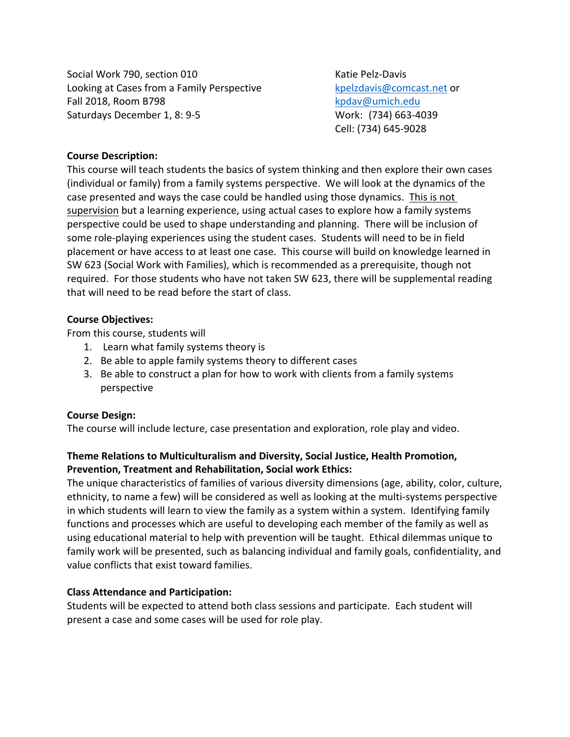Social Work 790, section 010
Looking at Cases from a Family Perspective
Fall 2018, Room B798
Saturdays December 1, 8: 9-5

Katie Pelz-Davis
kpelzdavis@comcast.net or
kpdav@umich.edu
Work: (734) 663-4039
Cell: (734) 645-9028

**Course Description:**

This course will teach students the basics of system thinking and then explore their own cases (individual or family) from a family systems perspective. We will look at the dynamics of the case presented and ways the case could be handled using those dynamics. This is not supervision but a learning experience, using actual cases to explore how a family systems perspective could be used to shape understanding and planning. There will be inclusion of some role-playing experiences using the student cases. Students will need to be in field placement or have access to at least one case. This course will build on knowledge learned in SW 623 (Social Work with Families), which is recommended as a prerequisite, though not required. For those students who have not taken SW 623, there will be supplemental reading that will need to be read before the start of class.

**Course Objectives:**

From this course, students will

1. Learn what family systems theory is
2. Be able to apple family systems theory to different cases
3. Be able to construct a plan for how to work with clients from a family systems perspective

**Course Design:**

The course will include lecture, case presentation and exploration, role play and video.

**Theme Relations to Multiculturalism and Diversity, Social Justice, Health Promotion, Prevention, Treatment and Rehabilitation, Social work Ethics:**

The unique characteristics of families of various diversity dimensions (age, ability, color, culture, ethnicity, to name a few) will be considered as well as looking at the multi-systems perspective in which students will learn to view the family as a system within a system. Identifying family functions and processes which are useful to developing each member of the family as well as using educational material to help with prevention will be taught. Ethical dilemmas unique to family work will be presented, such as balancing individual and family goals, confidentiality, and value conflicts that exist toward families.

**Class Attendance and Participation:**

Students will be expected to attend both class sessions and participate. Each student will present a case and some cases will be used for role play.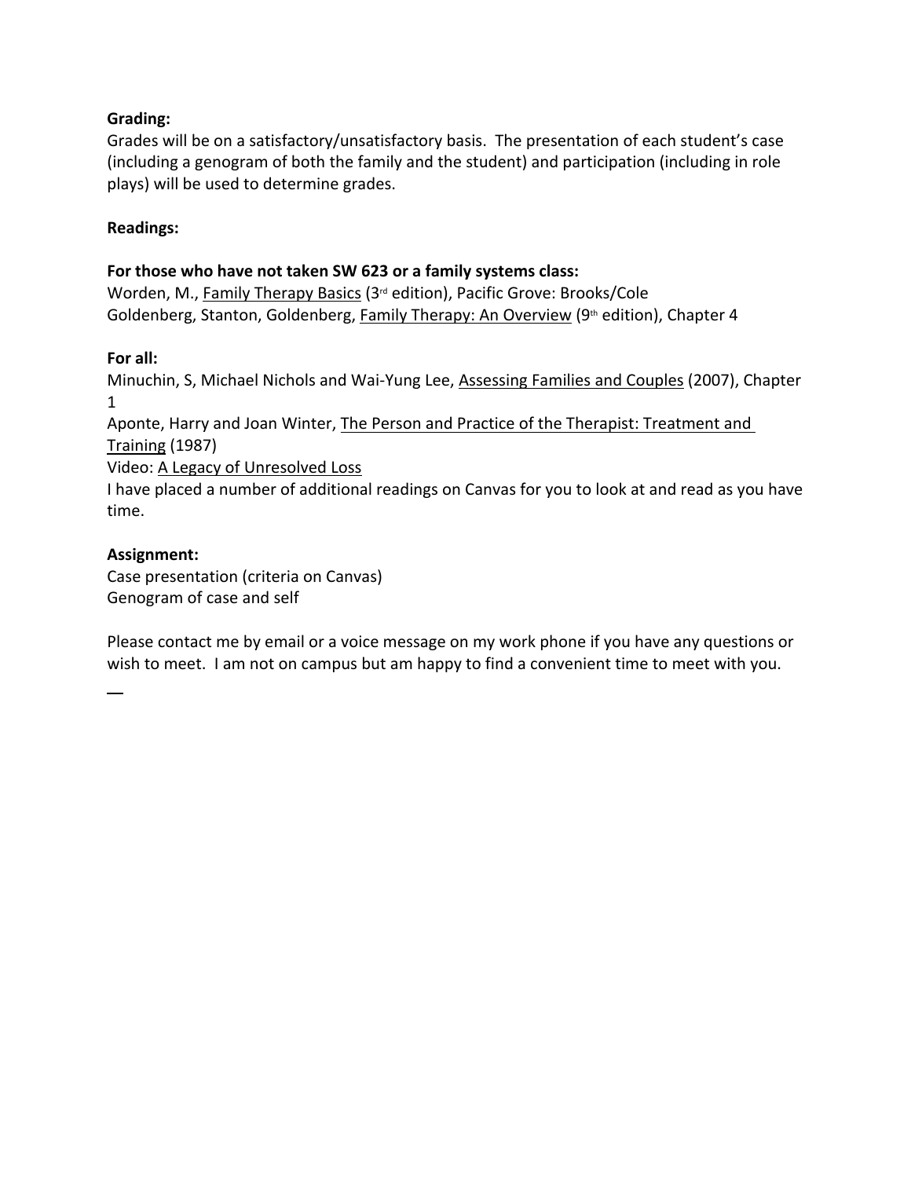**Grading:**
Grades will be on a satisfactory/unsatisfactory basis. The presentation of each student's case (including a genogram of both the family and the student) and participation (including in role plays) will be used to determine grades.

**Readings:**

**For those who have not taken SW 623 or a family systems class:**
Worden, M., Family Therapy Basics (3rd edition), Pacific Grove: Brooks/Cole
Goldenberg, Stanton, Goldenberg, Family Therapy: An Overview (9th edition), Chapter 4

**For all:**
Minuchin, S, Michael Nichols and Wai-Yung Lee, Assessing Families and Couples (2007), Chapter 1
Aponte, Harry and Joan Winter, The Person and Practice of the Therapist: Treatment and Training (1987)
Video: A Legacy of Unresolved Loss
I have placed a number of additional readings on Canvas for you to look at and read as you have time.

**Assignment:**
Case presentation (criteria on Canvas)
Genogram of case and self

Please contact me by email or a voice message on my work phone if you have any questions or wish to meet. I am not on campus but am happy to find a convenient time to meet with you.